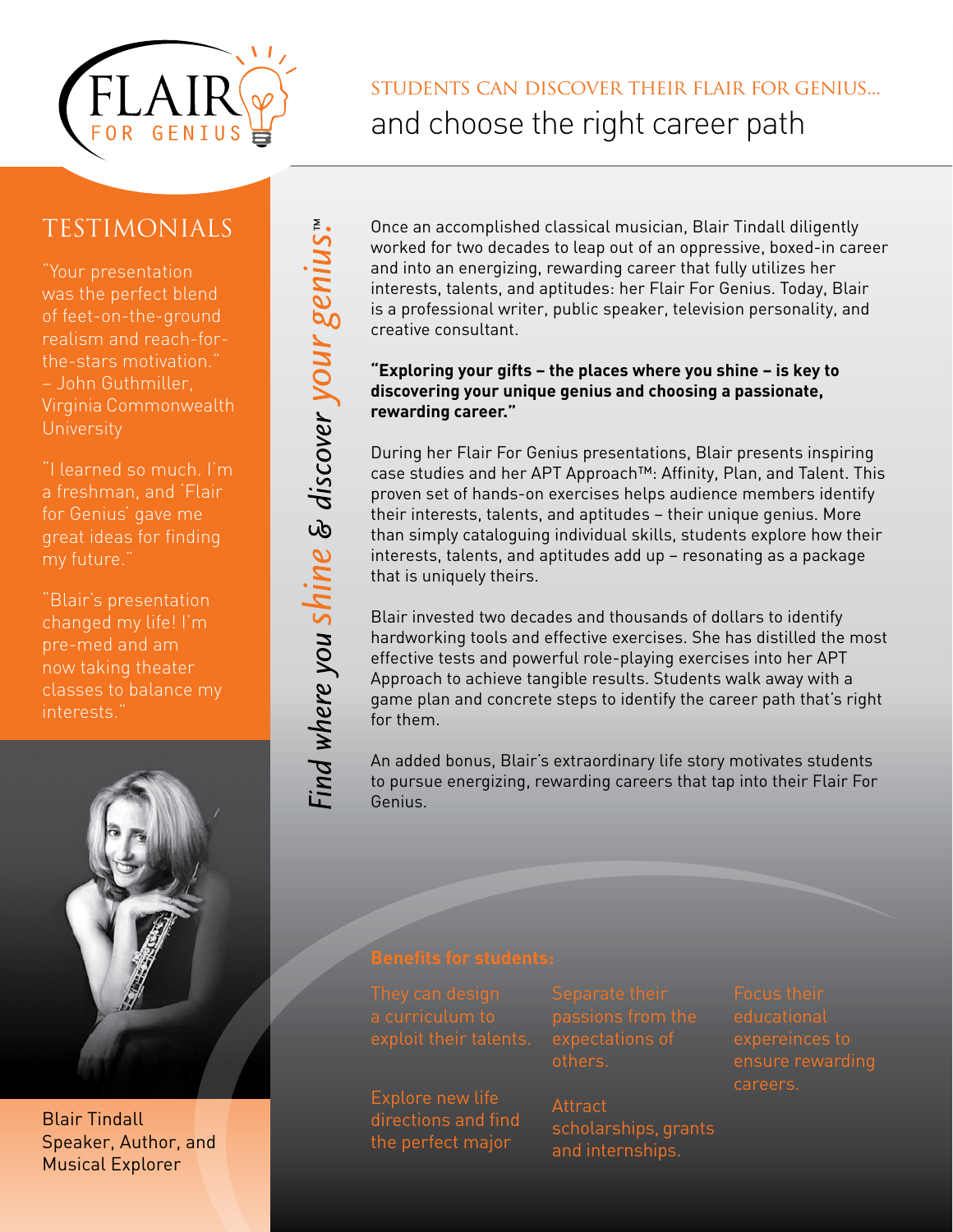# FLAIR FOR GENIUS

## STUDENTS CAN DISCOVER THEIR FLAIR FOR GENIUS... and choose the right career path

## TESTIMONIALS

"Your presentation was the perfect blend of feet-on-the-ground realism and reach-for-the-stars motivation."
– John Guthmiller, Virginia Commonwealth University

"I learned so much. I'm a freshman, and 'Flair for Genius' gave me great ideas for finding my future."

"Blair's presentation changed my life! I'm pre-med and am now taking theater classes to balance my interests."

Blair Tindall
Speaker, Author, and Musical Explorer

*Find where you shine & discover your genius.™*

Once an accomplished classical musician, Blair Tindall diligently worked for two decades to leap out of an oppressive, boxed-in career and into an energizing, rewarding career that fully utilizes her interests, talents, and aptitudes: her Flair For Genius. Today, Blair is a professional writer, public speaker, television personality, and creative consultant.

**"Exploring your gifts – the places where you shine – is key to discovering your unique genius and choosing a passionate, rewarding career."**

During her Flair For Genius presentations, Blair presents inspiring case studies and her APT Approach™: Affinity, Plan, and Talent. This proven set of hands-on exercises helps audience members identify their interests, talents, and aptitudes – their unique genius. More than simply cataloguing individual skills, students explore how their interests, talents, and aptitudes add up – resonating as a package that is uniquely theirs.

Blair invested two decades and thousands of dollars to identify hardworking tools and effective exercises. She has distilled the most effective tests and powerful role-playing exercises into her APT Approach to achieve tangible results. Students walk away with a game plan and concrete steps to identify the career path that's right for them.

An added bonus, Blair's extraordinary life story motivates students to pursue energizing, rewarding careers that tap into their Flair For Genius.

**Benefits for students:**

- They can design a curriculum to exploit their talents.
- Separate their passions from the expectations of others.
- Focus their educational expereinces to ensure rewarding careers.
- Explore new life directions and find the perfect major
- Attract scholarships, grants and internships.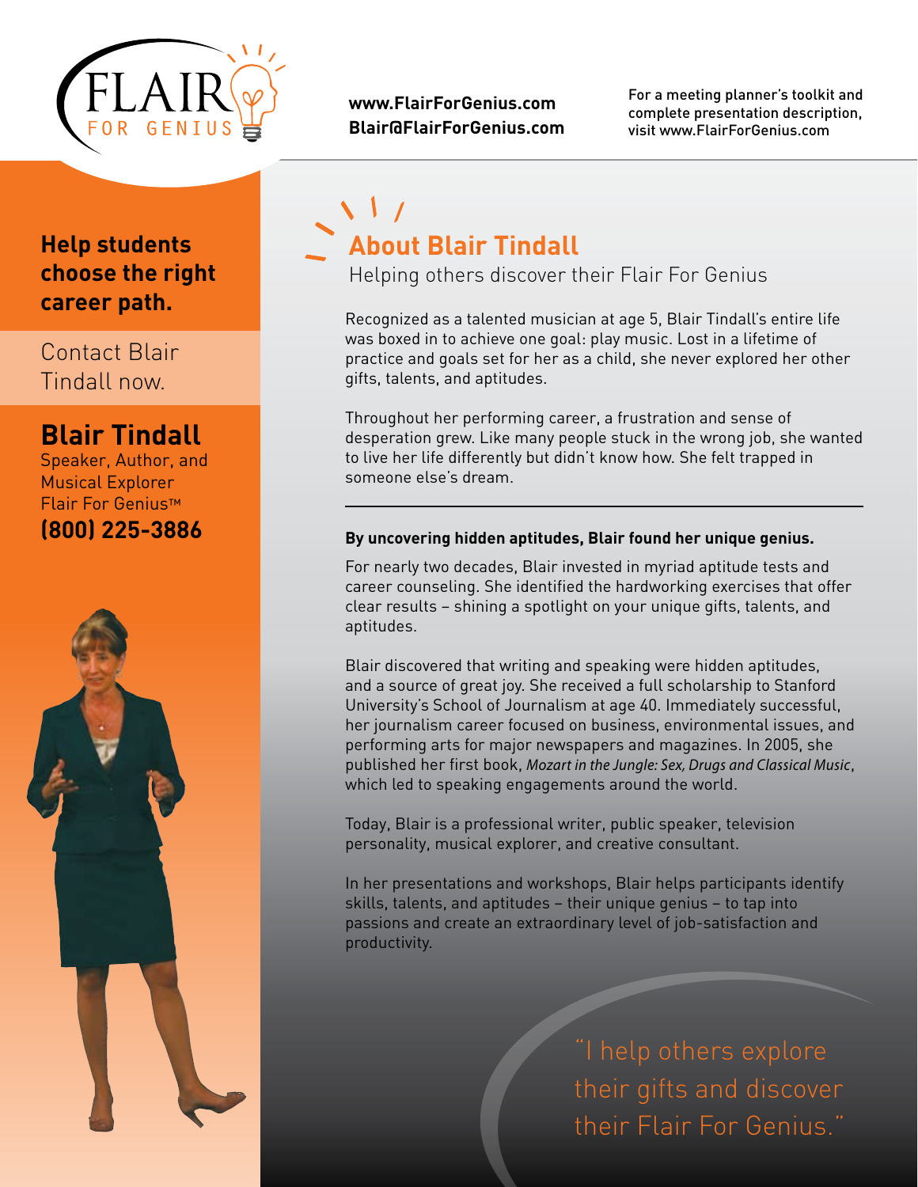FLAIR FOR GENIUS

**www.FlairForGenius.com**
**Blair@FlairForGenius.com**

For a meeting planner's toolkit and complete presentation description, visit www.FlairForGenius.com

**Help students choose the right career path.**

Contact Blair Tindall now.

## Blair Tindall

Speaker, Author, and Musical Explorer
Flair For Genius™
**(800) 225-3886**

## About Blair Tindall

Helping others discover their Flair For Genius

Recognized as a talented musician at age 5, Blair Tindall's entire life was boxed in to achieve one goal: play music. Lost in a lifetime of practice and goals set for her as a child, she never explored her other gifts, talents, and aptitudes.

Throughout her performing career, a frustration and sense of desperation grew. Like many people stuck in the wrong job, she wanted to live her life differently but didn't know how. She felt trapped in someone else's dream.

---

**By uncovering hidden aptitudes, Blair found her unique genius.**

For nearly two decades, Blair invested in myriad aptitude tests and career counseling. She identified the hardworking exercises that offer clear results – shining a spotlight on your unique gifts, talents, and aptitudes.

Blair discovered that writing and speaking were hidden aptitudes, and a source of great joy. She received a full scholarship to Stanford University's School of Journalism at age 40. Immediately successful, her journalism career focused on business, environmental issues, and performing arts for major newspapers and magazines. In 2005, she published her first book, *Mozart in the Jungle: Sex, Drugs and Classical Music*, which led to speaking engagements around the world.

Today, Blair is a professional writer, public speaker, television personality, musical explorer, and creative consultant.

In her presentations and workshops, Blair helps participants identify skills, talents, and aptitudes – their unique genius – to tap into passions and create an extraordinary level of job-satisfaction and productivity.

"I help others explore their gifts and discover their Flair For Genius."